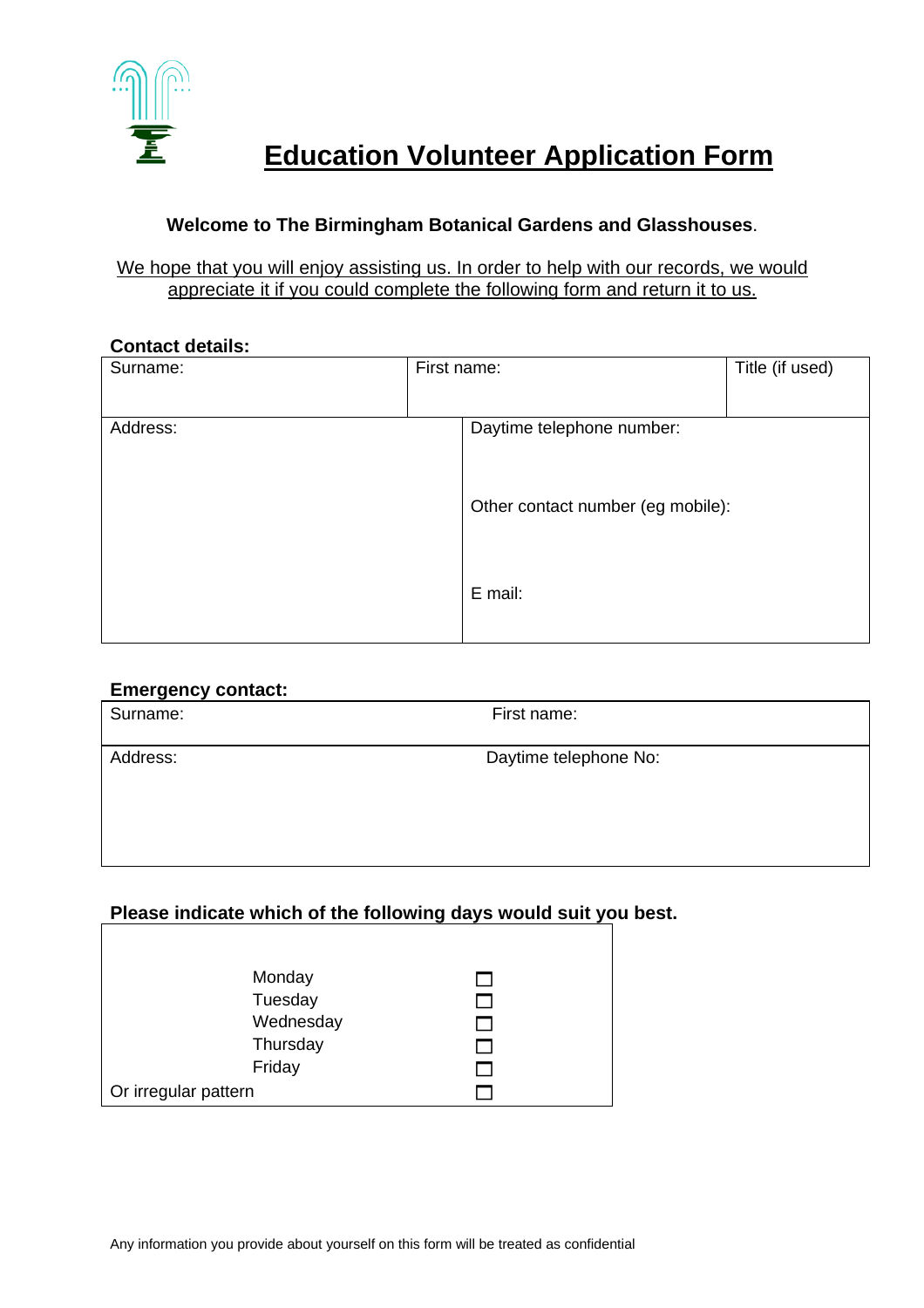# Education Volunteer Application Form

**Welcome to The Birmingham Botanical Gardens and Glasshouses**.

We hope that you will enjoy assisting us. In order to help with our records, we would appreciate it if you could complete the following form and return it to us.

**Contact details:**

| Surname: | First name: | Title (if used) |
|---|---|---|
| Address: | Daytime telephone number:<br><br>Other contact number (eg mobile):<br><br>E mail: | |

**Emergency contact:**

| Surname: | First name: |
|---|---|
| Address: | Daytime telephone No: |

**Please indicate which of the following days would suit you best.**

| Day | |
|---|---|
| Monday | ☐ |
| Tuesday | ☐ |
| Wednesday | ☐ |
| Thursday | ☐ |
| Friday | ☐ |
| Or irregular pattern | ☐ |

Any information you provide about yourself on this form will be treated as confidential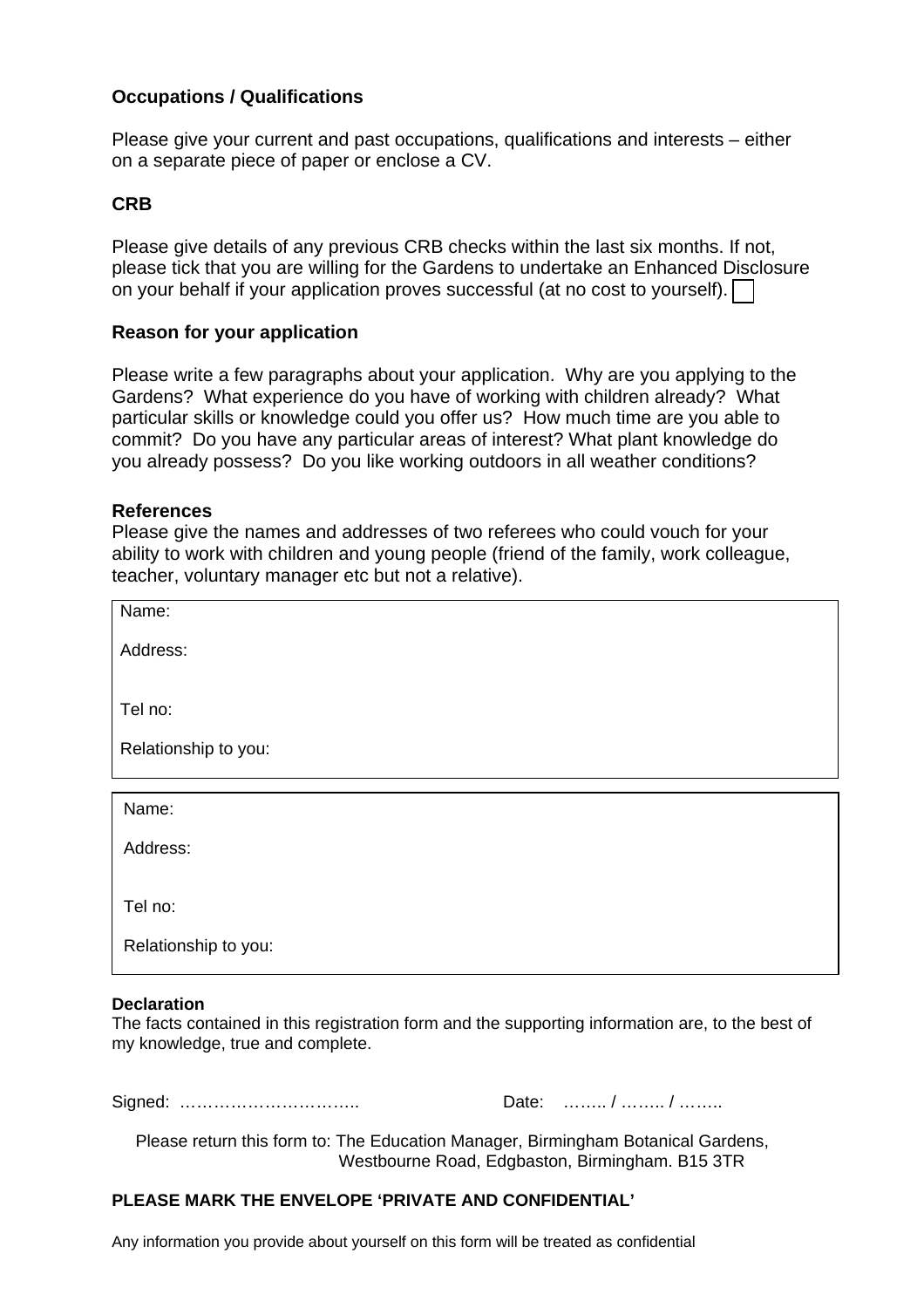**Occupations / Qualifications**

Please give your current and past occupations, qualifications and interests – either on a separate piece of paper or enclose a CV.

**CRB**

Please give details of any previous CRB checks within the last six months. If not, please tick that you are willing for the Gardens to undertake an Enhanced Disclosure on your behalf if your application proves successful (at no cost to yourself). ☐

**Reason for your application**

Please write a few paragraphs about your application. Why are you applying to the Gardens? What experience do you have of working with children already? What particular skills or knowledge could you offer us? How much time are you able to commit? Do you have any particular areas of interest? What plant knowledge do you already possess? Do you like working outdoors in all weather conditions?

**References**

Please give the names and addresses of two referees who could vouch for your ability to work with children and young people (friend of the family, work colleague, teacher, voluntary manager etc but not a relative).

Name:

Address:

Tel no:

Relationship to you:

Name:

Address:

Tel no:

Relationship to you:

**Declaration**

The facts contained in this registration form and the supporting information are, to the best of my knowledge, true and complete.

Signed: ………………………….. Date: …….. / …….. / ……..

Please return this form to: The Education Manager, Birmingham Botanical Gardens, Westbourne Road, Edgbaston, Birmingham. B15 3TR

**PLEASE MARK THE ENVELOPE 'PRIVATE AND CONFIDENTIAL'**

Any information you provide about yourself on this form will be treated as confidential